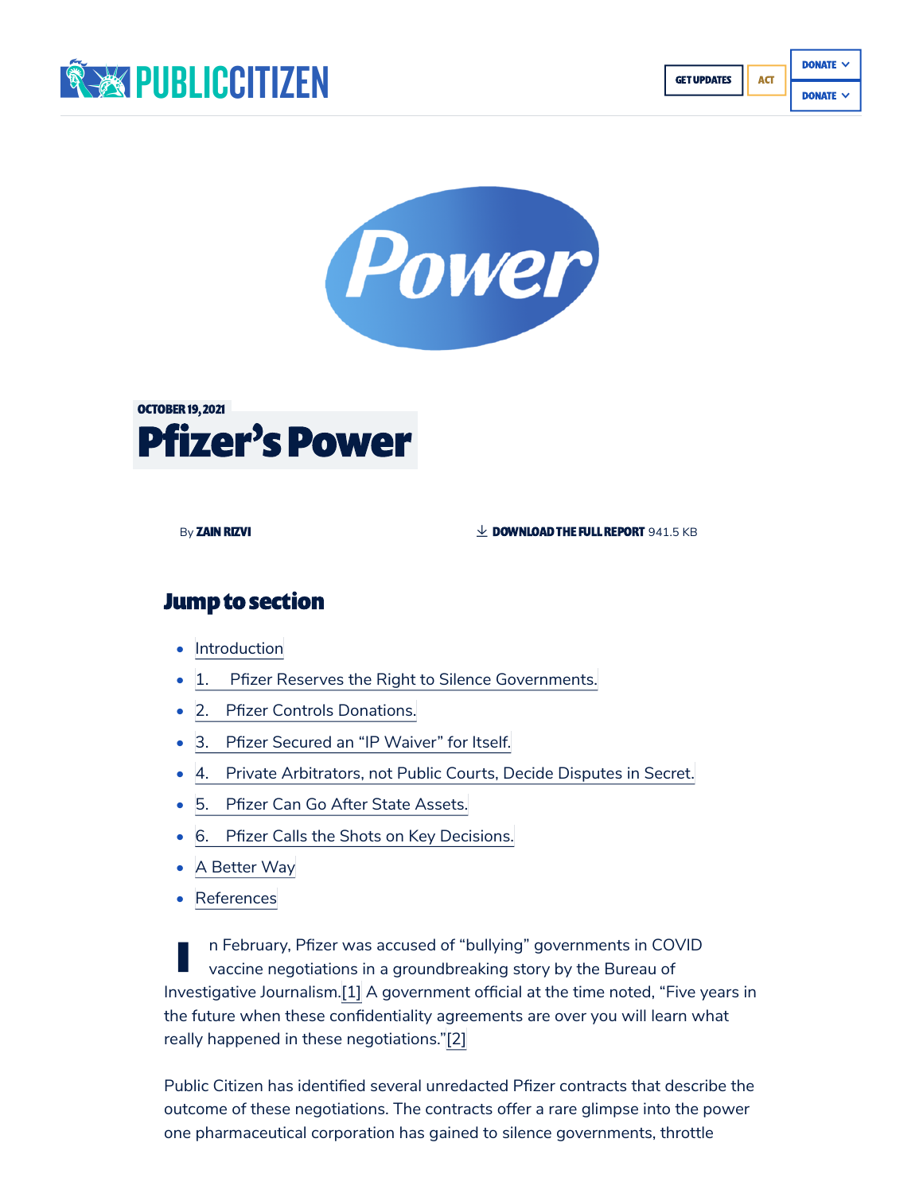OCTOBER 19, 2021

# Pfizer's Power

By **ZAIN RIZVI**

**DOWNLOAD THE FULL REPORT** 941.5 KB

## Jump to section

- Introduction
- 1. Pfizer Reserves the Right to Silence Governments.
- 2. Pfizer Controls Donations.
- 3. Pfizer Secured an "IP Waiver" for Itself.
- 4. Private Arbitrators, not Public Courts, Decide Disputes in Secret.
- 5. Pfizer Can Go After State Assets.
- 6. Pfizer Calls the Shots on Key Decisions.
- A Better Way
- References

In February, Pfizer was accused of "bullying" governments in COVID vaccine negotiations in a groundbreaking story by the Bureau of Investigative Journalism.[1] A government official at the time noted, "Five years in the future when these confidentiality agreements are over you will learn what really happened in these negotiations."[2]

Public Citizen has identified several unredacted Pfizer contracts that describe the outcome of these negotiations. The contracts offer a rare glimpse into the power one pharmaceutical corporation has gained to silence governments, throttle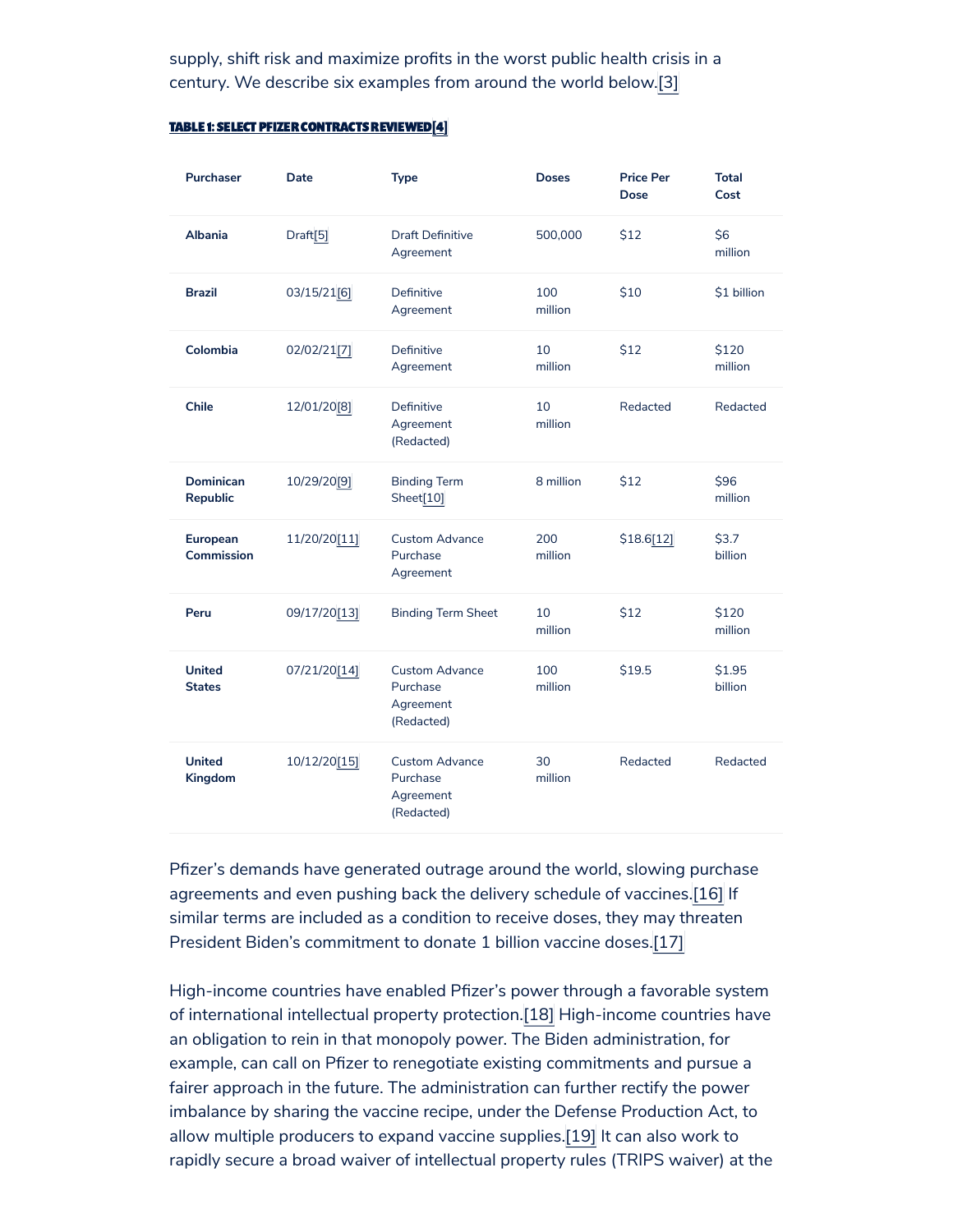supply, shift risk and maximize profits in the worst public health crisis in a century. We describe six examples from around the world below.[3]

**TABLE 1: SELECT PFIZER CONTRACTS REVIEWED[4]**

| Purchaser | Date | Type | Doses | Price Per Dose | Total Cost |
|---|---|---|---|---|---|
| **Albania** | Draft[5] | Draft Definitive Agreement | 500,000 | $12 | $6 million |
| **Brazil** | 03/15/21[6] | Definitive Agreement | 100 million | $10 | $1 billion |
| **Colombia** | 02/02/21[7] | Definitive Agreement | 10 million | $12 | $120 million |
| **Chile** | 12/01/20[8] | Definitive Agreement (Redacted) | 10 million | Redacted | Redacted |
| **Dominican Republic** | 10/29/20[9] | Binding Term Sheet[10] | 8 million | $12 | $96 million |
| **European Commission** | 11/20/20[11] | Custom Advance Purchase Agreement | 200 million | $18.6[12] | $3.7 billion |
| **Peru** | 09/17/20[13] | Binding Term Sheet | 10 million | $12 | $120 million |
| **United States** | 07/21/20[14] | Custom Advance Purchase Agreement (Redacted) | 100 million | $19.5 | $1.95 billion |
| **United Kingdom** | 10/12/20[15] | Custom Advance Purchase Agreement (Redacted) | 30 million | Redacted | Redacted |

Pfizer's demands have generated outrage around the world, slowing purchase agreements and even pushing back the delivery schedule of vaccines.[16] If similar terms are included as a condition to receive doses, they may threaten President Biden's commitment to donate 1 billion vaccine doses.[17]

High-income countries have enabled Pfizer's power through a favorable system of international intellectual property protection.[18] High-income countries have an obligation to rein in that monopoly power. The Biden administration, for example, can call on Pfizer to renegotiate existing commitments and pursue a fairer approach in the future. The administration can further rectify the power imbalance by sharing the vaccine recipe, under the Defense Production Act, to allow multiple producers to expand vaccine supplies.[19] It can also work to rapidly secure a broad waiver of intellectual property rules (TRIPS waiver) at the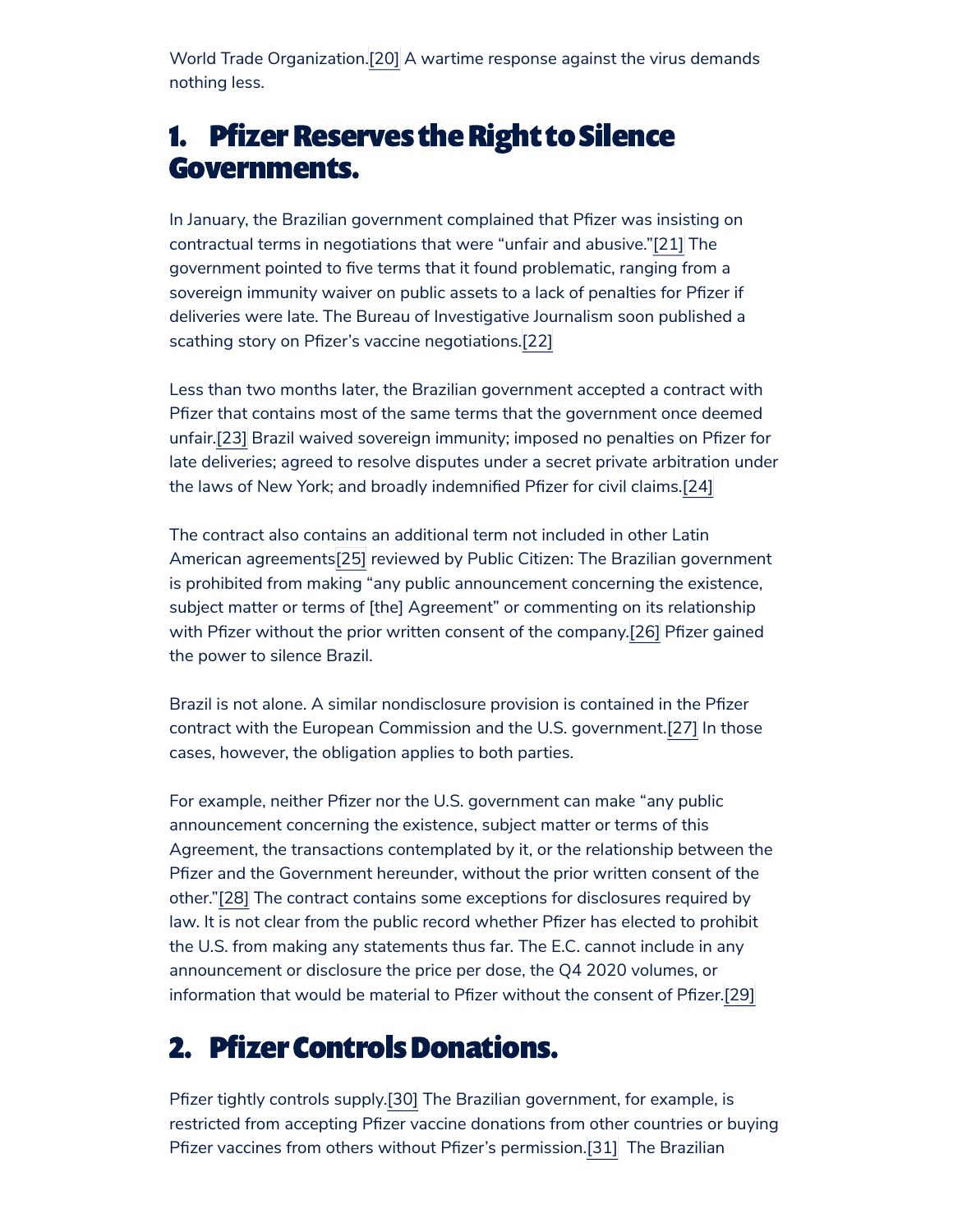World Trade Organization.[20] A wartime response against the virus demands nothing less.

## 1. Pfizer Reserves the Right to Silence Governments.

In January, the Brazilian government complained that Pfizer was insisting on contractual terms in negotiations that were "unfair and abusive."[21] The government pointed to five terms that it found problematic, ranging from a sovereign immunity waiver on public assets to a lack of penalties for Pfizer if deliveries were late. The Bureau of Investigative Journalism soon published a scathing story on Pfizer's vaccine negotiations.[22]

Less than two months later, the Brazilian government accepted a contract with Pfizer that contains most of the same terms that the government once deemed unfair.[23] Brazil waived sovereign immunity; imposed no penalties on Pfizer for late deliveries; agreed to resolve disputes under a secret private arbitration under the laws of New York; and broadly indemnified Pfizer for civil claims.[24]

The contract also contains an additional term not included in other Latin American agreements[25] reviewed by Public Citizen: The Brazilian government is prohibited from making "any public announcement concerning the existence, subject matter or terms of [the] Agreement" or commenting on its relationship with Pfizer without the prior written consent of the company.[26] Pfizer gained the power to silence Brazil.

Brazil is not alone. A similar nondisclosure provision is contained in the Pfizer contract with the European Commission and the U.S. government.[27] In those cases, however, the obligation applies to both parties.

For example, neither Pfizer nor the U.S. government can make "any public announcement concerning the existence, subject matter or terms of this Agreement, the transactions contemplated by it, or the relationship between the Pfizer and the Government hereunder, without the prior written consent of the other."[28] The contract contains some exceptions for disclosures required by law. It is not clear from the public record whether Pfizer has elected to prohibit the U.S. from making any statements thus far. The E.C. cannot include in any announcement or disclosure the price per dose, the Q4 2020 volumes, or information that would be material to Pfizer without the consent of Pfizer.[29]

## 2. Pfizer Controls Donations.

Pfizer tightly controls supply.[30] The Brazilian government, for example, is restricted from accepting Pfizer vaccine donations from other countries or buying Pfizer vaccines from others without Pfizer's permission.[31] The Brazilian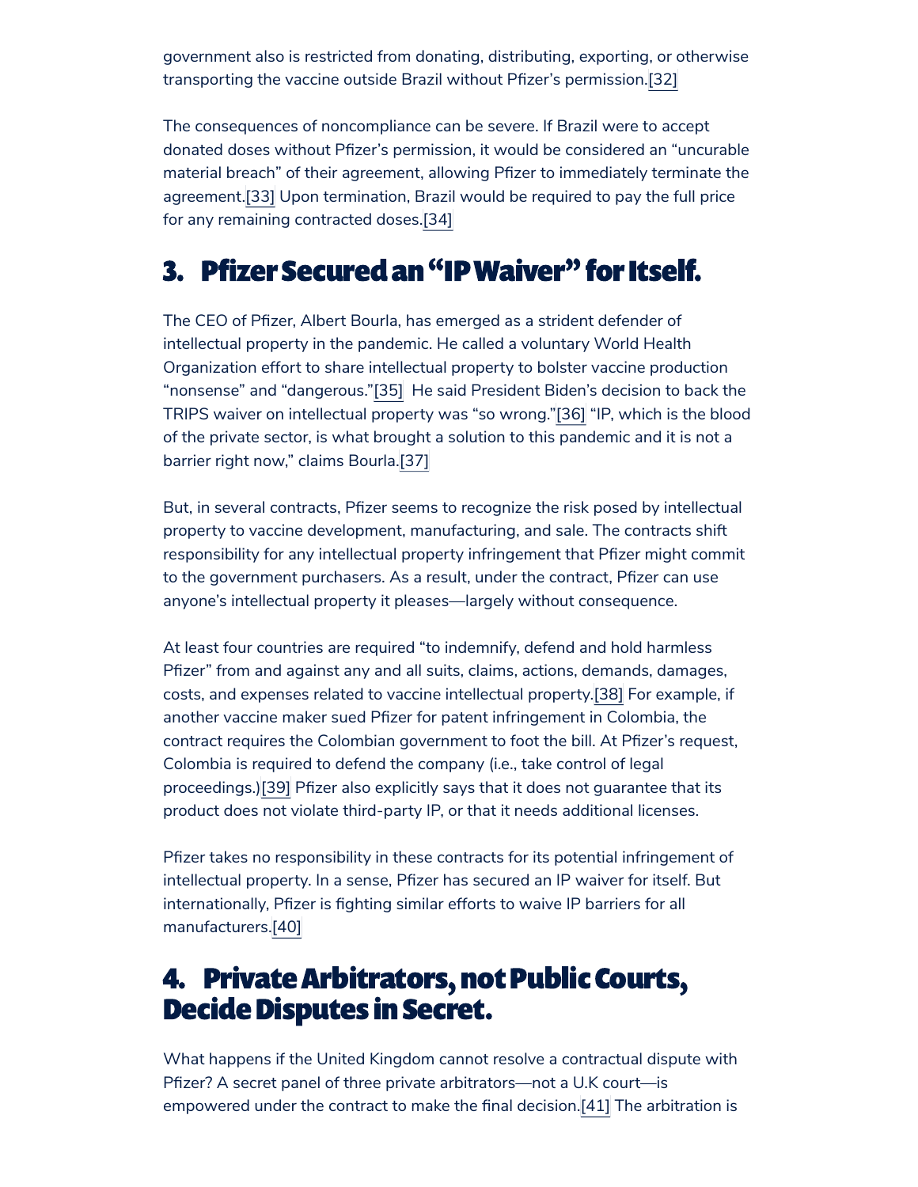government also is restricted from donating, distributing, exporting, or otherwise transporting the vaccine outside Brazil without Pfizer's permission.[32]

The consequences of noncompliance can be severe. If Brazil were to accept donated doses without Pfizer's permission, it would be considered an "uncurable material breach" of their agreement, allowing Pfizer to immediately terminate the agreement.[33] Upon termination, Brazil would be required to pay the full price for any remaining contracted doses.[34]

## 3. Pfizer Secured an "IP Waiver" for Itself.

The CEO of Pfizer, Albert Bourla, has emerged as a strident defender of intellectual property in the pandemic. He called a voluntary World Health Organization effort to share intellectual property to bolster vaccine production "nonsense" and "dangerous."[35] He said President Biden's decision to back the TRIPS waiver on intellectual property was "so wrong."[36] "IP, which is the blood of the private sector, is what brought a solution to this pandemic and it is not a barrier right now," claims Bourla.[37]

But, in several contracts, Pfizer seems to recognize the risk posed by intellectual property to vaccine development, manufacturing, and sale. The contracts shift responsibility for any intellectual property infringement that Pfizer might commit to the government purchasers. As a result, under the contract, Pfizer can use anyone's intellectual property it pleases—largely without consequence.

At least four countries are required "to indemnify, defend and hold harmless Pfizer" from and against any and all suits, claims, actions, demands, damages, costs, and expenses related to vaccine intellectual property.[38] For example, if another vaccine maker sued Pfizer for patent infringement in Colombia, the contract requires the Colombian government to foot the bill. At Pfizer's request, Colombia is required to defend the company (i.e., take control of legal proceedings.)[39] Pfizer also explicitly says that it does not guarantee that its product does not violate third-party IP, or that it needs additional licenses.

Pfizer takes no responsibility in these contracts for its potential infringement of intellectual property. In a sense, Pfizer has secured an IP waiver for itself. But internationally, Pfizer is fighting similar efforts to waive IP barriers for all manufacturers.[40]

## 4. Private Arbitrators, not Public Courts, Decide Disputes in Secret.

What happens if the United Kingdom cannot resolve a contractual dispute with Pfizer? A secret panel of three private arbitrators—not a U.K court—is empowered under the contract to make the final decision.[41] The arbitration is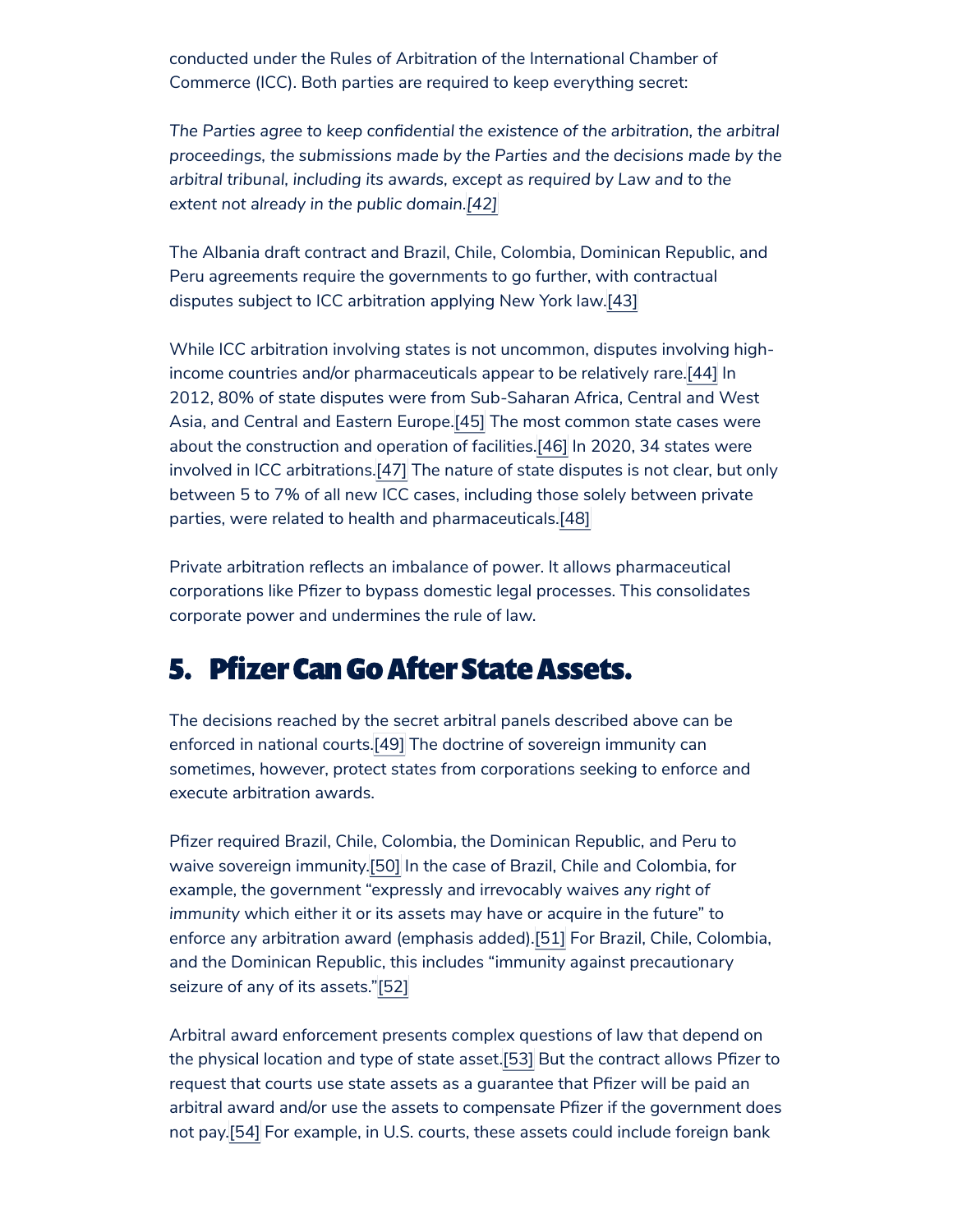conducted under the Rules of Arbitration of the International Chamber of Commerce (ICC). Both parties are required to keep everything secret:

*The Parties agree to keep confidential the existence of the arbitration, the arbitral proceedings, the submissions made by the Parties and the decisions made by the arbitral tribunal, including its awards, except as required by Law and to the extent not already in the public domain.[42]*

The Albania draft contract and Brazil, Chile, Colombia, Dominican Republic, and Peru agreements require the governments to go further, with contractual disputes subject to ICC arbitration applying New York law.[43]

While ICC arbitration involving states is not uncommon, disputes involving high-income countries and/or pharmaceuticals appear to be relatively rare.[44] In 2012, 80% of state disputes were from Sub-Saharan Africa, Central and West Asia, and Central and Eastern Europe.[45] The most common state cases were about the construction and operation of facilities.[46] In 2020, 34 states were involved in ICC arbitrations.[47] The nature of state disputes is not clear, but only between 5 to 7% of all new ICC cases, including those solely between private parties, were related to health and pharmaceuticals.[48]

Private arbitration reflects an imbalance of power. It allows pharmaceutical corporations like Pfizer to bypass domestic legal processes. This consolidates corporate power and undermines the rule of law.

## 5. Pfizer Can Go After State Assets.

The decisions reached by the secret arbitral panels described above can be enforced in national courts.[49] The doctrine of sovereign immunity can sometimes, however, protect states from corporations seeking to enforce and execute arbitration awards.

Pfizer required Brazil, Chile, Colombia, the Dominican Republic, and Peru to waive sovereign immunity.[50] In the case of Brazil, Chile and Colombia, for example, the government "expressly and irrevocably waives *any right of immunity* which either it or its assets may have or acquire in the future" to enforce any arbitration award (emphasis added).[51] For Brazil, Chile, Colombia, and the Dominican Republic, this includes "immunity against precautionary seizure of any of its assets."[52]

Arbitral award enforcement presents complex questions of law that depend on the physical location and type of state asset.[53] But the contract allows Pfizer to request that courts use state assets as a guarantee that Pfizer will be paid an arbitral award and/or use the assets to compensate Pfizer if the government does not pay.[54] For example, in U.S. courts, these assets could include foreign bank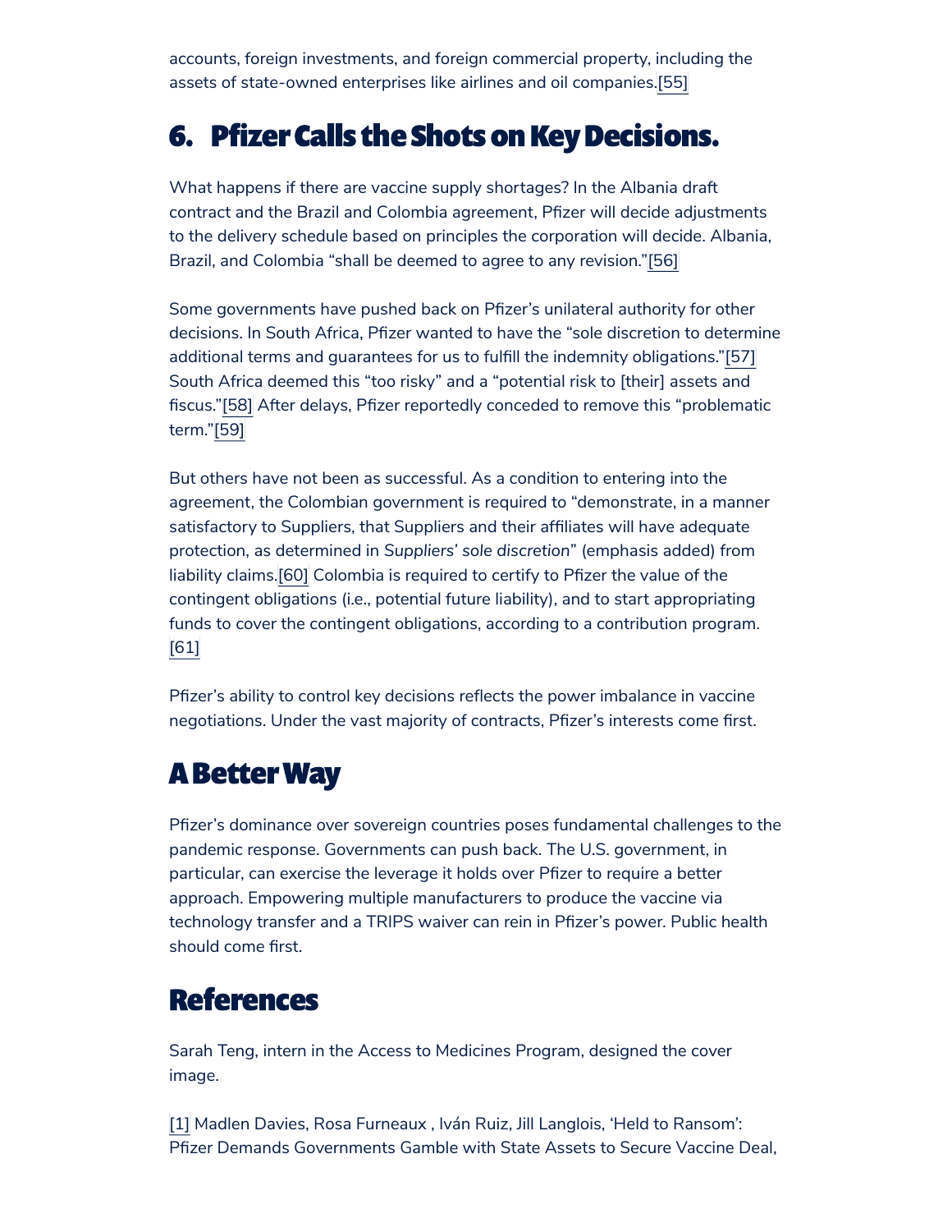accounts, foreign investments, and foreign commercial property, including the assets of state-owned enterprises like airlines and oil companies.[55]

## 6. Pfizer Calls the Shots on Key Decisions.

What happens if there are vaccine supply shortages? In the Albania draft contract and the Brazil and Colombia agreement, Pfizer will decide adjustments to the delivery schedule based on principles the corporation will decide. Albania, Brazil, and Colombia "shall be deemed to agree to any revision."[56]

Some governments have pushed back on Pfizer's unilateral authority for other decisions. In South Africa, Pfizer wanted to have the "sole discretion to determine additional terms and guarantees for us to fulfill the indemnity obligations."[57] South Africa deemed this "too risky" and a "potential risk to [their] assets and fiscus."[58] After delays, Pfizer reportedly conceded to remove this "problematic term."[59]

But others have not been as successful. As a condition to entering into the agreement, the Colombian government is required to "demonstrate, in a manner satisfactory to Suppliers, that Suppliers and their affiliates will have adequate protection, as determined in *Suppliers' sole discretion*" (emphasis added) from liability claims.[60] Colombia is required to certify to Pfizer the value of the contingent obligations (i.e., potential future liability), and to start appropriating funds to cover the contingent obligations, according to a contribution program.[61]

Pfizer's ability to control key decisions reflects the power imbalance in vaccine negotiations. Under the vast majority of contracts, Pfizer's interests come first.

## A Better Way

Pfizer's dominance over sovereign countries poses fundamental challenges to the pandemic response. Governments can push back. The U.S. government, in particular, can exercise the leverage it holds over Pfizer to require a better approach. Empowering multiple manufacturers to produce the vaccine via technology transfer and a TRIPS waiver can rein in Pfizer's power. Public health should come first.

## References

Sarah Teng, intern in the Access to Medicines Program, designed the cover image.

[1] Madlen Davies, Rosa Furneaux , Iván Ruiz, Jill Langlois, 'Held to Ransom': Pfizer Demands Governments Gamble with State Assets to Secure Vaccine Deal,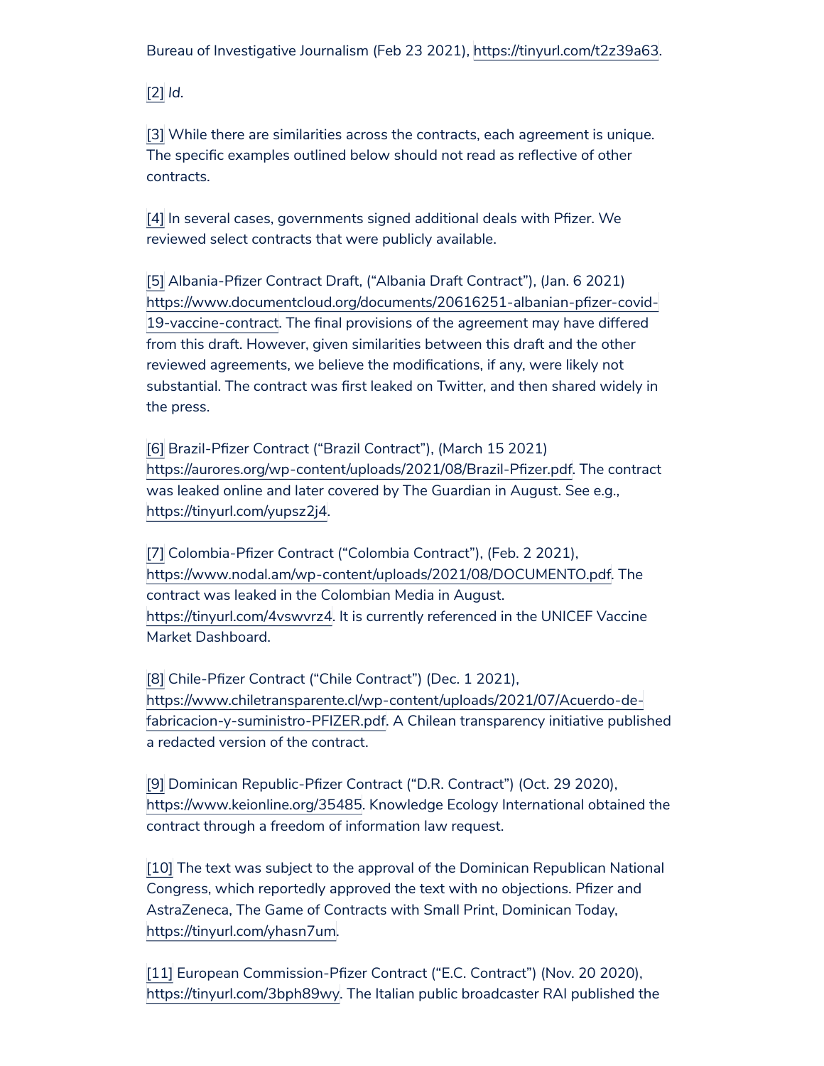Bureau of Investigative Journalism (Feb 23 2021), https://tinyurl.com/t2z39a63.

[2] *Id.*

[3] While there are similarities across the contracts, each agreement is unique. The specific examples outlined below should not read as reflective of other contracts.

[4] In several cases, governments signed additional deals with Pfizer. We reviewed select contracts that were publicly available.

[5] Albania-Pfizer Contract Draft, ("Albania Draft Contract"), (Jan. 6 2021) https://www.documentcloud.org/documents/20616251-albanian-pfizer-covid-19-vaccine-contract. The final provisions of the agreement may have differed from this draft. However, given similarities between this draft and the other reviewed agreements, we believe the modifications, if any, were likely not substantial. The contract was first leaked on Twitter, and then shared widely in the press.

[6] Brazil-Pfizer Contract ("Brazil Contract"), (March 15 2021) https://aurores.org/wp-content/uploads/2021/08/Brazil-Pfizer.pdf. The contract was leaked online and later covered by The Guardian in August. See e.g., https://tinyurl.com/yupsz2j4.

[7] Colombia-Pfizer Contract ("Colombia Contract"), (Feb. 2 2021), https://www.nodal.am/wp-content/uploads/2021/08/DOCUMENTO.pdf. The contract was leaked in the Colombian Media in August. https://tinyurl.com/4vswvrz4. It is currently referenced in the UNICEF Vaccine Market Dashboard.

[8] Chile-Pfizer Contract ("Chile Contract") (Dec. 1 2021), https://www.chiletransparente.cl/wp-content/uploads/2021/07/Acuerdo-de-fabricacion-y-suministro-PFIZER.pdf. A Chilean transparency initiative published a redacted version of the contract.

[9] Dominican Republic-Pfizer Contract ("D.R. Contract") (Oct. 29 2020), https://www.keionline.org/35485. Knowledge Ecology International obtained the contract through a freedom of information law request.

[10] The text was subject to the approval of the Dominican Republican National Congress, which reportedly approved the text with no objections. Pfizer and AstraZeneca, The Game of Contracts with Small Print, Dominican Today, https://tinyurl.com/yhasn7um.

[11] European Commission-Pfizer Contract ("E.C. Contract") (Nov. 20 2020), https://tinyurl.com/3bph89wy. The Italian public broadcaster RAI published the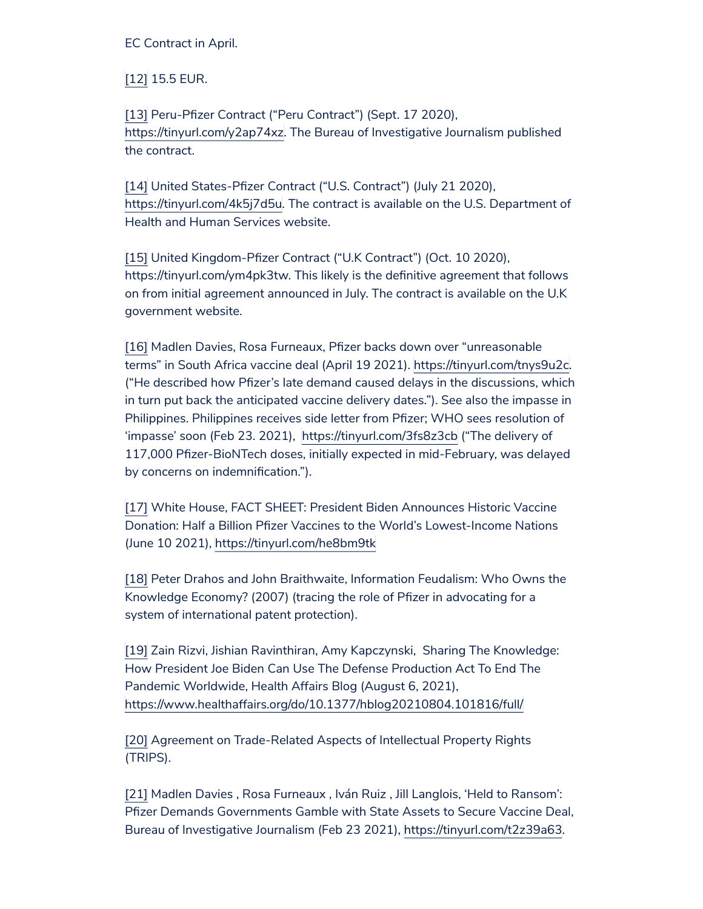EC Contract in April.

[12] 15.5 EUR.

[13] Peru-Pfizer Contract ("Peru Contract") (Sept. 17 2020), https://tinyurl.com/y2ap74xz. The Bureau of Investigative Journalism published the contract.

[14] United States-Pfizer Contract ("U.S. Contract") (July 21 2020), https://tinyurl.com/4k5j7d5u. The contract is available on the U.S. Department of Health and Human Services website.

[15] United Kingdom-Pfizer Contract ("U.K Contract") (Oct. 10 2020), https://tinyurl.com/ym4pk3tw. This likely is the definitive agreement that follows on from initial agreement announced in July. The contract is available on the U.K government website.

[16] Madlen Davies, Rosa Furneaux, Pfizer backs down over "unreasonable terms" in South Africa vaccine deal (April 19 2021). https://tinyurl.com/tnys9u2c. ("He described how Pfizer's late demand caused delays in the discussions, which in turn put back the anticipated vaccine delivery dates."). See also the impasse in Philippines. Philippines receives side letter from Pfizer; WHO sees resolution of 'impasse' soon (Feb 23. 2021), https://tinyurl.com/3fs8z3cb ("The delivery of 117,000 Pfizer-BioNTech doses, initially expected in mid-February, was delayed by concerns on indemnification.").

[17] White House, FACT SHEET: President Biden Announces Historic Vaccine Donation: Half a Billion Pfizer Vaccines to the World's Lowest-Income Nations (June 10 2021), https://tinyurl.com/he8bm9tk

[18] Peter Drahos and John Braithwaite, Information Feudalism: Who Owns the Knowledge Economy? (2007) (tracing the role of Pfizer in advocating for a system of international patent protection).

[19] Zain Rizvi, Jishian Ravinthiran, Amy Kapczynski, Sharing The Knowledge: How President Joe Biden Can Use The Defense Production Act To End The Pandemic Worldwide, Health Affairs Blog (August 6, 2021), https://www.healthaffairs.org/do/10.1377/hblog20210804.101816/full/

[20] Agreement on Trade-Related Aspects of Intellectual Property Rights (TRIPS).

[21] Madlen Davies , Rosa Furneaux , Iván Ruiz , Jill Langlois, 'Held to Ransom': Pfizer Demands Governments Gamble with State Assets to Secure Vaccine Deal, Bureau of Investigative Journalism (Feb 23 2021), https://tinyurl.com/t2z39a63.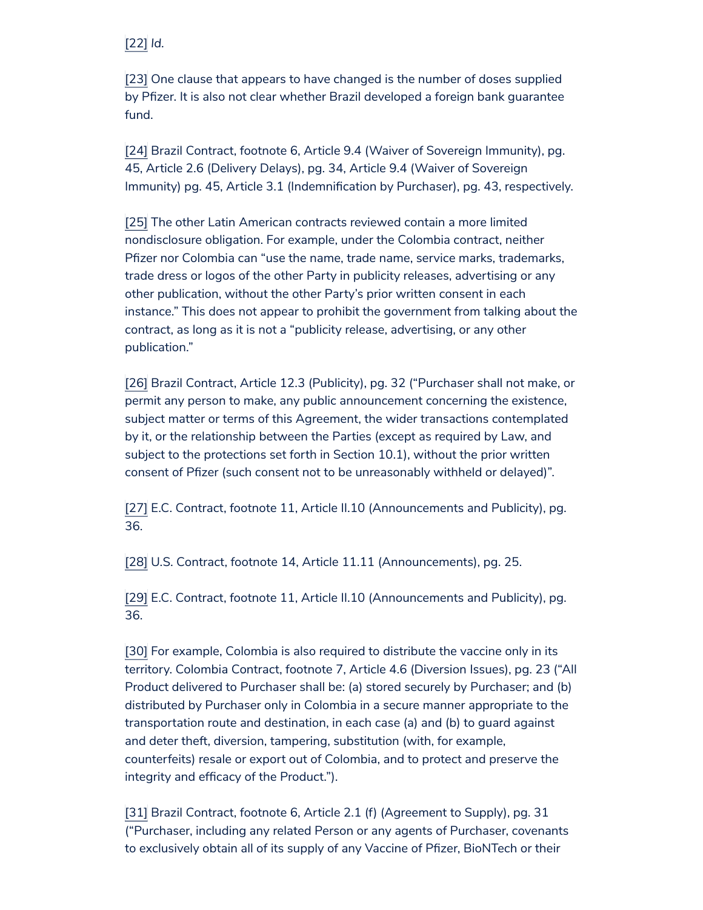[22] *Id.*

[23] One clause that appears to have changed is the number of doses supplied by Pfizer. It is also not clear whether Brazil developed a foreign bank guarantee fund.

[24] Brazil Contract, footnote 6, Article 9.4 (Waiver of Sovereign Immunity), pg. 45, Article 2.6 (Delivery Delays), pg. 34, Article 9.4 (Waiver of Sovereign Immunity) pg. 45, Article 3.1 (Indemnification by Purchaser), pg. 43, respectively.

[25] The other Latin American contracts reviewed contain a more limited nondisclosure obligation. For example, under the Colombia contract, neither Pfizer nor Colombia can "use the name, trade name, service marks, trademarks, trade dress or logos of the other Party in publicity releases, advertising or any other publication, without the other Party's prior written consent in each instance." This does not appear to prohibit the government from talking about the contract, as long as it is not a "publicity release, advertising, or any other publication."

[26] Brazil Contract, Article 12.3 (Publicity), pg. 32 ("Purchaser shall not make, or permit any person to make, any public announcement concerning the existence, subject matter or terms of this Agreement, the wider transactions contemplated by it, or the relationship between the Parties (except as required by Law, and subject to the protections set forth in Section 10.1), without the prior written consent of Pfizer (such consent not to be unreasonably withheld or delayed)".

[27] E.C. Contract, footnote 11, Article II.10 (Announcements and Publicity), pg. 36.

[28] U.S. Contract, footnote 14, Article 11.11 (Announcements), pg. 25.

[29] E.C. Contract, footnote 11, Article II.10 (Announcements and Publicity), pg. 36.

[30] For example, Colombia is also required to distribute the vaccine only in its territory. Colombia Contract, footnote 7, Article 4.6 (Diversion Issues), pg. 23 ("All Product delivered to Purchaser shall be: (a) stored securely by Purchaser; and (b) distributed by Purchaser only in Colombia in a secure manner appropriate to the transportation route and destination, in each case (a) and (b) to guard against and deter theft, diversion, tampering, substitution (with, for example, counterfeits) resale or export out of Colombia, and to protect and preserve the integrity and efficacy of the Product.").

[31] Brazil Contract, footnote 6, Article 2.1 (f) (Agreement to Supply), pg. 31 ("Purchaser, including any related Person or any agents of Purchaser, covenants to exclusively obtain all of its supply of any Vaccine of Pfizer, BioNTech or their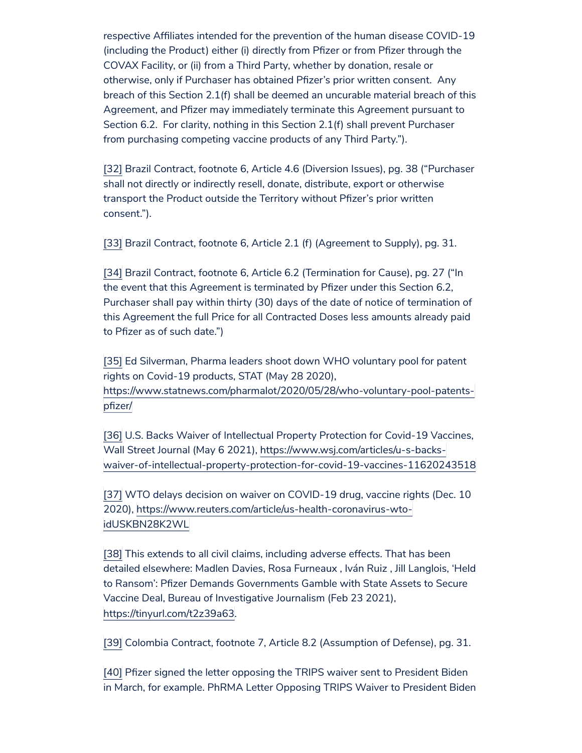respective Affiliates intended for the prevention of the human disease COVID-19 (including the Product) either (i) directly from Pfizer or from Pfizer through the COVAX Facility, or (ii) from a Third Party, whether by donation, resale or otherwise, only if Purchaser has obtained Pfizer's prior written consent. Any breach of this Section 2.1(f) shall be deemed an uncurable material breach of this Agreement, and Pfizer may immediately terminate this Agreement pursuant to Section 6.2. For clarity, nothing in this Section 2.1(f) shall prevent Purchaser from purchasing competing vaccine products of any Third Party.").

[32] Brazil Contract, footnote 6, Article 4.6 (Diversion Issues), pg. 38 ("Purchaser shall not directly or indirectly resell, donate, distribute, export or otherwise transport the Product outside the Territory without Pfizer's prior written consent.").

[33] Brazil Contract, footnote 6, Article 2.1 (f) (Agreement to Supply), pg. 31.

[34] Brazil Contract, footnote 6, Article 6.2 (Termination for Cause), pg. 27 ("In the event that this Agreement is terminated by Pfizer under this Section 6.2, Purchaser shall pay within thirty (30) days of the date of notice of termination of this Agreement the full Price for all Contracted Doses less amounts already paid to Pfizer as of such date.")

[35] Ed Silverman, Pharma leaders shoot down WHO voluntary pool for patent rights on Covid-19 products, STAT (May 28 2020), https://www.statnews.com/pharmalot/2020/05/28/who-voluntary-pool-patents-pfizer/

[36] U.S. Backs Waiver of Intellectual Property Protection for Covid-19 Vaccines, Wall Street Journal (May 6 2021), https://www.wsj.com/articles/u-s-backs-waiver-of-intellectual-property-protection-for-covid-19-vaccines-11620243518

[37] WTO delays decision on waiver on COVID-19 drug, vaccine rights (Dec. 10 2020), https://www.reuters.com/article/us-health-coronavirus-wto-idUSKBN28K2WL

[38] This extends to all civil claims, including adverse effects. That has been detailed elsewhere: Madlen Davies, Rosa Furneaux , Iván Ruiz , Jill Langlois, 'Held to Ransom': Pfizer Demands Governments Gamble with State Assets to Secure Vaccine Deal, Bureau of Investigative Journalism (Feb 23 2021), https://tinyurl.com/t2z39a63.

[39] Colombia Contract, footnote 7, Article 8.2 (Assumption of Defense), pg. 31.

[40] Pfizer signed the letter opposing the TRIPS waiver sent to President Biden in March, for example. PhRMA Letter Opposing TRIPS Waiver to President Biden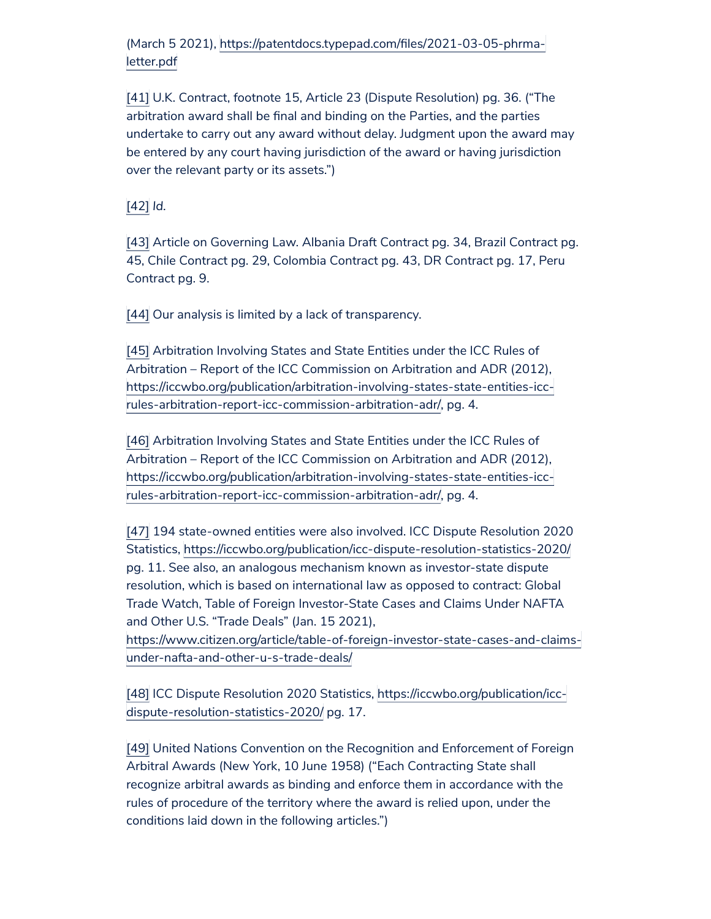(March 5 2021), https://patentdocs.typepad.com/files/2021-03-05-phrma-letter.pdf

[41] U.K. Contract, footnote 15, Article 23 (Dispute Resolution) pg. 36. ("The arbitration award shall be final and binding on the Parties, and the parties undertake to carry out any award without delay. Judgment upon the award may be entered by any court having jurisdiction of the award or having jurisdiction over the relevant party or its assets.")

[42] *Id.*

[43] Article on Governing Law. Albania Draft Contract pg. 34, Brazil Contract pg. 45, Chile Contract pg. 29, Colombia Contract pg. 43, DR Contract pg. 17, Peru Contract pg. 9.

[44] Our analysis is limited by a lack of transparency.

[45] Arbitration Involving States and State Entities under the ICC Rules of Arbitration – Report of the ICC Commission on Arbitration and ADR (2012), https://iccwbo.org/publication/arbitration-involving-states-state-entities-icc-rules-arbitration-report-icc-commission-arbitration-adr/, pg. 4.

[46] Arbitration Involving States and State Entities under the ICC Rules of Arbitration – Report of the ICC Commission on Arbitration and ADR (2012), https://iccwbo.org/publication/arbitration-involving-states-state-entities-icc-rules-arbitration-report-icc-commission-arbitration-adr/, pg. 4.

[47] 194 state-owned entities were also involved. ICC Dispute Resolution 2020 Statistics, https://iccwbo.org/publication/icc-dispute-resolution-statistics-2020/ pg. 11. See also, an analogous mechanism known as investor-state dispute resolution, which is based on international law as opposed to contract: Global Trade Watch, Table of Foreign Investor-State Cases and Claims Under NAFTA and Other U.S. "Trade Deals" (Jan. 15 2021), https://www.citizen.org/article/table-of-foreign-investor-state-cases-and-claims-under-nafta-and-other-u-s-trade-deals/

[48] ICC Dispute Resolution 2020 Statistics, https://iccwbo.org/publication/icc-dispute-resolution-statistics-2020/ pg. 17.

[49] United Nations Convention on the Recognition and Enforcement of Foreign Arbitral Awards (New York, 10 June 1958) ("Each Contracting State shall recognize arbitral awards as binding and enforce them in accordance with the rules of procedure of the territory where the award is relied upon, under the conditions laid down in the following articles.")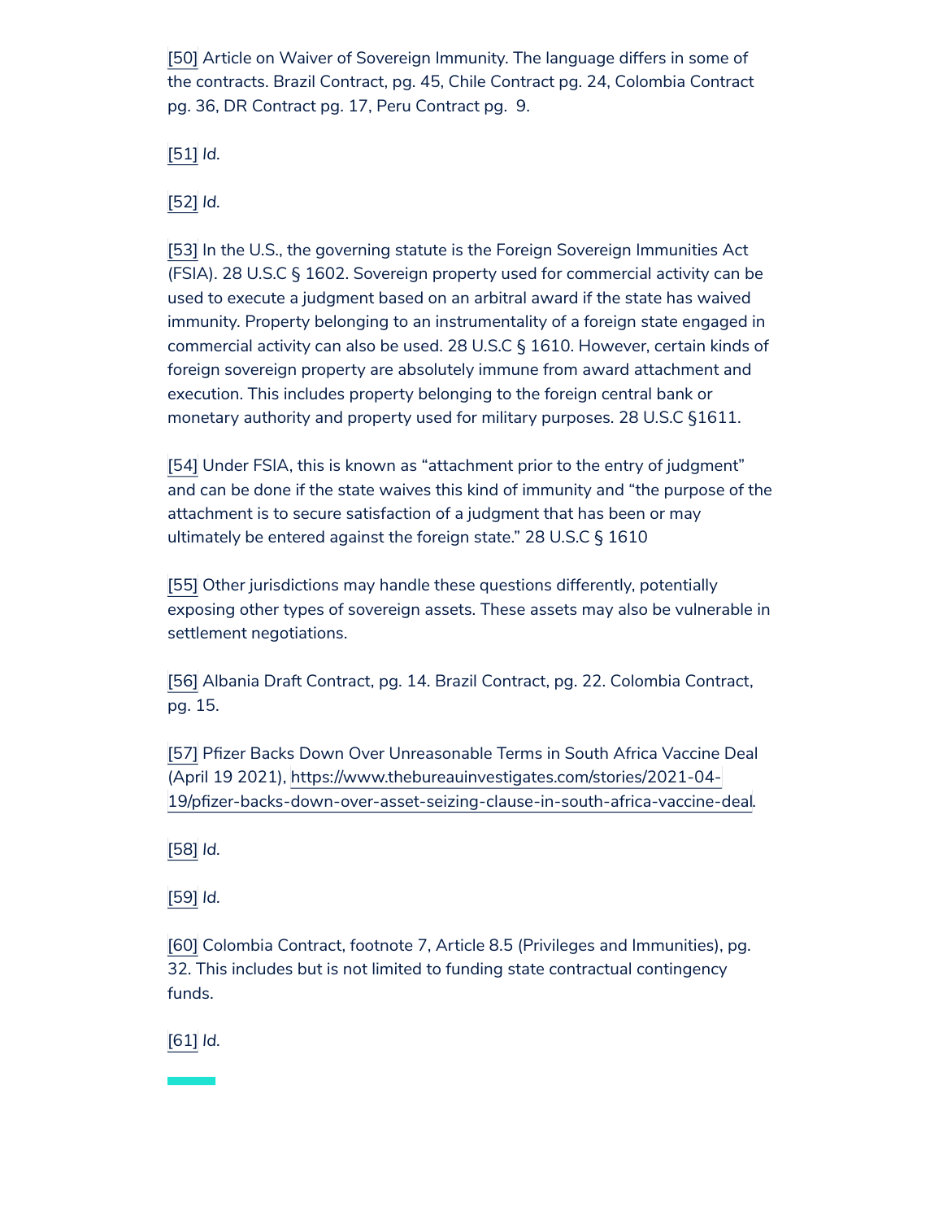[50] Article on Waiver of Sovereign Immunity. The language differs in some of the contracts. Brazil Contract, pg. 45, Chile Contract pg. 24, Colombia Contract pg. 36, DR Contract pg. 17, Peru Contract pg.  9.

[51] *Id.*

[52] *Id.*

[53] In the U.S., the governing statute is the Foreign Sovereign Immunities Act (FSIA). 28 U.S.C § 1602. Sovereign property used for commercial activity can be used to execute a judgment based on an arbitral award if the state has waived immunity. Property belonging to an instrumentality of a foreign state engaged in commercial activity can also be used. 28 U.S.C § 1610. However, certain kinds of foreign sovereign property are absolutely immune from award attachment and execution. This includes property belonging to the foreign central bank or monetary authority and property used for military purposes. 28 U.S.C §1611.

[54] Under FSIA, this is known as "attachment prior to the entry of judgment" and can be done if the state waives this kind of immunity and "the purpose of the attachment is to secure satisfaction of a judgment that has been or may ultimately be entered against the foreign state." 28 U.S.C § 1610

[55] Other jurisdictions may handle these questions differently, potentially exposing other types of sovereign assets. These assets may also be vulnerable in settlement negotiations.

[56] Albania Draft Contract, pg. 14. Brazil Contract, pg. 22. Colombia Contract, pg. 15.

[57] Pfizer Backs Down Over Unreasonable Terms in South Africa Vaccine Deal (April 19 2021), https://www.thebureauinvestigates.com/stories/2021-04-19/pfizer-backs-down-over-asset-seizing-clause-in-south-africa-vaccine-deal.

[58] *Id.*

[59] *Id.*

[60] Colombia Contract, footnote 7, Article 8.5 (Privileges and Immunities), pg. 32. This includes but is not limited to funding state contractual contingency funds.

[61] *Id.*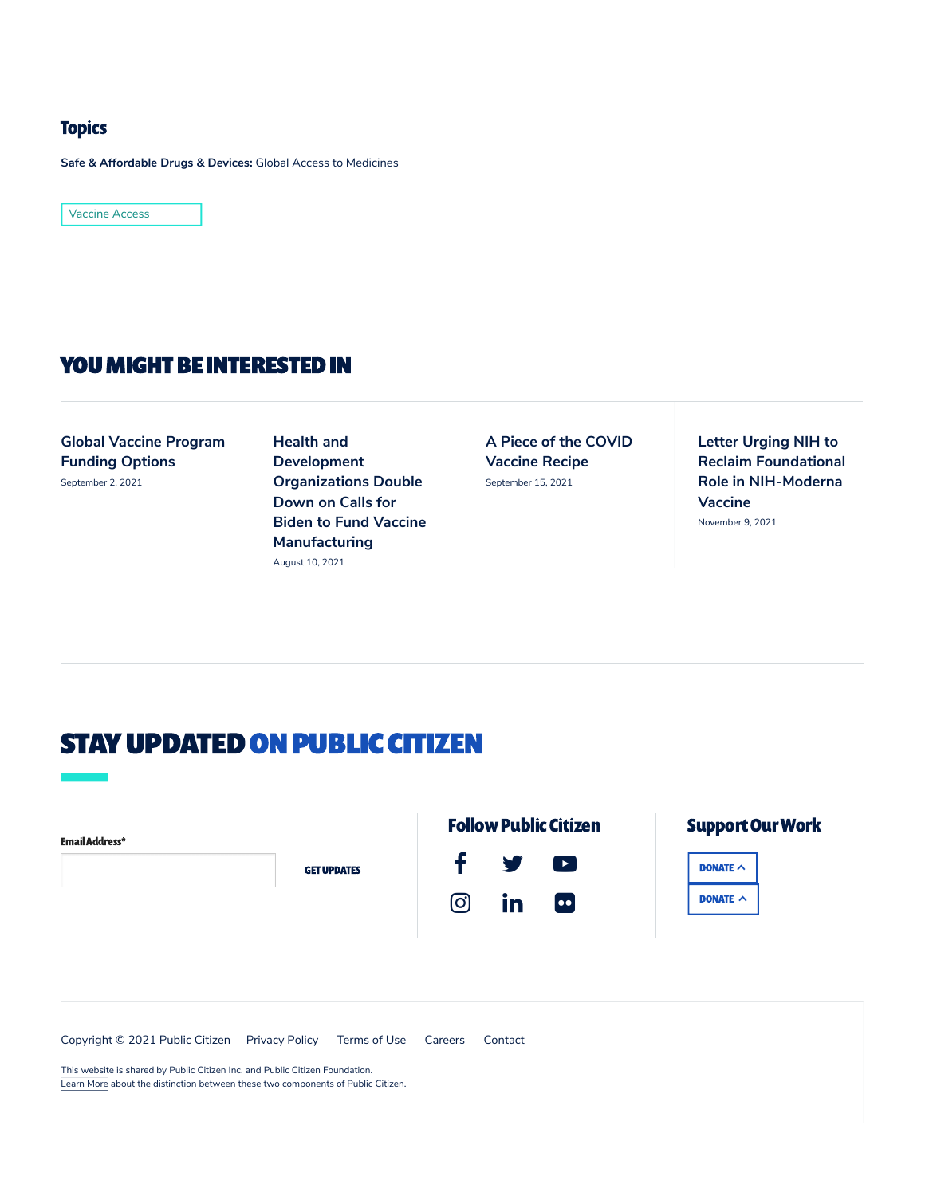## Topics

**Safe & Affordable Drugs & Devices:** Global Access to Medicines

Vaccine Access

## YOU MIGHT BE INTERESTED IN

**Global Vaccine Program Funding Options**
September 2, 2021

**Health and Development Organizations Double Down on Calls for Biden to Fund Vaccine Manufacturing**
August 10, 2021

**A Piece of the COVID Vaccine Recipe**
September 15, 2021

**Letter Urging NIH to Reclaim Foundational Role in NIH-Moderna Vaccine**
November 9, 2021

## STAY UPDATED ON PUBLIC CITIZEN

Email Address*

GET UPDATES

### Follow Public Citizen

### Support Our Work

DONATE

DONATE

Copyright © 2021 Public Citizen Privacy Policy Terms of Use Careers Contact

This website is shared by Public Citizen Inc. and Public Citizen Foundation.
Learn More about the distinction between these two components of Public Citizen.